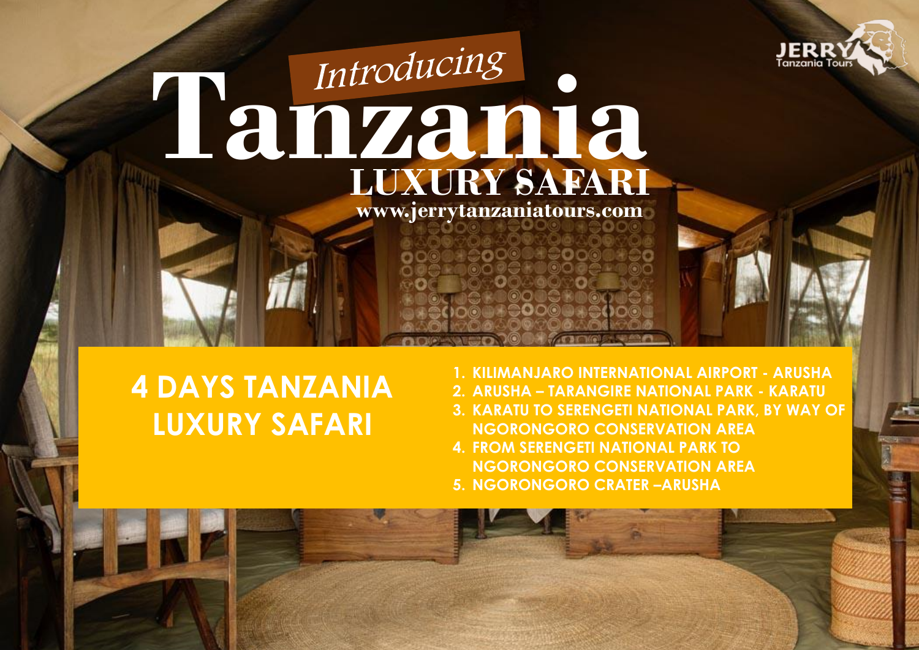*Introducing*

# Tanzania

## LUXURY SAFARI

www.jerrytanzaniatours.com

JERRY Tanzania Tours

## 4 DAYS TANZANIA LUXURY SAFARI

1. KILIMANJARO INTERNATIONAL AIRPORT - ARUSHA
2. ARUSHA – TARANGIRE NATIONAL PARK - KARATU
3. KARATU TO SERENGETI NATIONAL PARK, BY WAY OF NGORONGORO CONSERVATION AREA
4. FROM SERENGETI NATIONAL PARK TO NGORONGORO CONSERVATION AREA
5. NGORONGORO CRATER –ARUSHA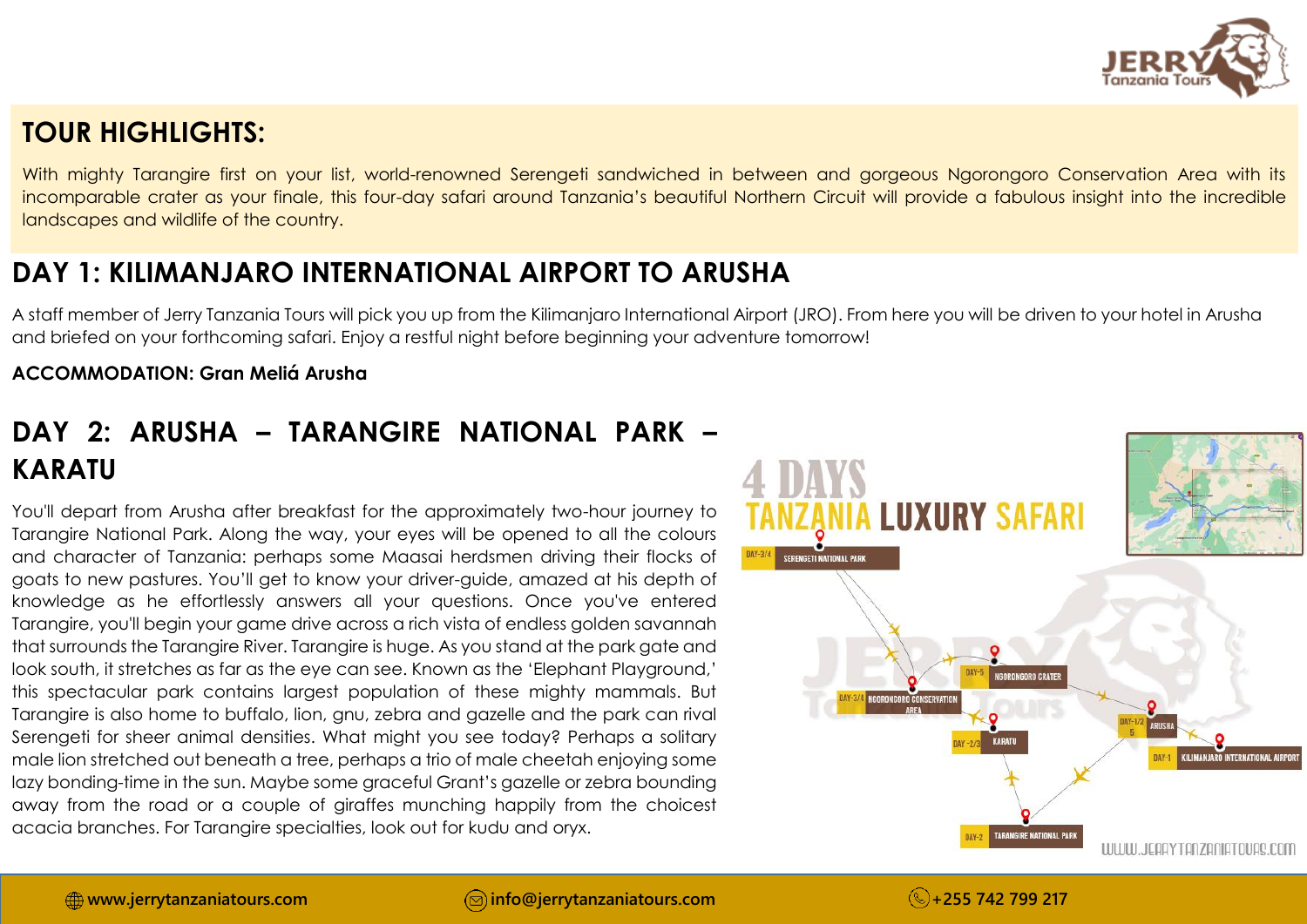## TOUR HIGHLIGHTS:

With mighty Tarangire first on your list, world-renowned Serengeti sandwiched in between and gorgeous Ngorongoro Conservation Area with its incomparable crater as your finale, this four-day safari around Tanzania's beautiful Northern Circuit will provide a fabulous insight into the incredible landscapes and wildlife of the country.

## DAY 1: KILIMANJARO INTERNATIONAL AIRPORT TO ARUSHA

A staff member of Jerry Tanzania Tours will pick you up from the Kilimanjaro International Airport (JRO). From here you will be driven to your hotel in Arusha and briefed on your forthcoming safari. Enjoy a restful night before beginning your adventure tomorrow!

**ACCOMMODATION: Gran Meliá Arusha**

## DAY 2: ARUSHA – TARANGIRE NATIONAL PARK – KARATU

You'll depart from Arusha after breakfast for the approximately two-hour journey to Tarangire National Park. Along the way, your eyes will be opened to all the colours and character of Tanzania: perhaps some Maasai herdsmen driving their flocks of goats to new pastures. You'll get to know your driver-guide, amazed at his depth of knowledge as he effortlessly answers all your questions. Once you've entered Tarangire, you'll begin your game drive across a rich vista of endless golden savannah that surrounds the Tarangire River. Tarangire is huge. As you stand at the park gate and look south, it stretches as far as the eye can see. Known as the 'Elephant Playground,' this spectacular park contains largest population of these mighty mammals. But Tarangire is also home to buffalo, lion, gnu, zebra and gazelle and the park can rival Serengeti for sheer animal densities. What might you see today? Perhaps a solitary male lion stretched out beneath a tree, perhaps a trio of male cheetah enjoying some lazy bonding-time in the sun. Maybe some graceful Grant's gazelle or zebra bounding away from the road or a couple of giraffes munching happily from the choicest acacia branches. For Tarangire specialties, look out for kudu and oryx.

**4 DAYS TANZANIA LUXURY SAFARI**

- DAY-1: KILIMANJARO INTERNATIONAL AIRPORT
- DAY-1/2, 5: ARUSHA
- DAY-2: TARANGIRE NATIONAL PARK
- DAY-2/3: KARATU
- DAY-3/4: NGORONGORO CONSERVATION AREA
- DAY-3/4: SERENGETI NATIONAL PARK
- DAY-5: NGORONGORO CRATER

WWW.JERRYTANZANIATOURS.COM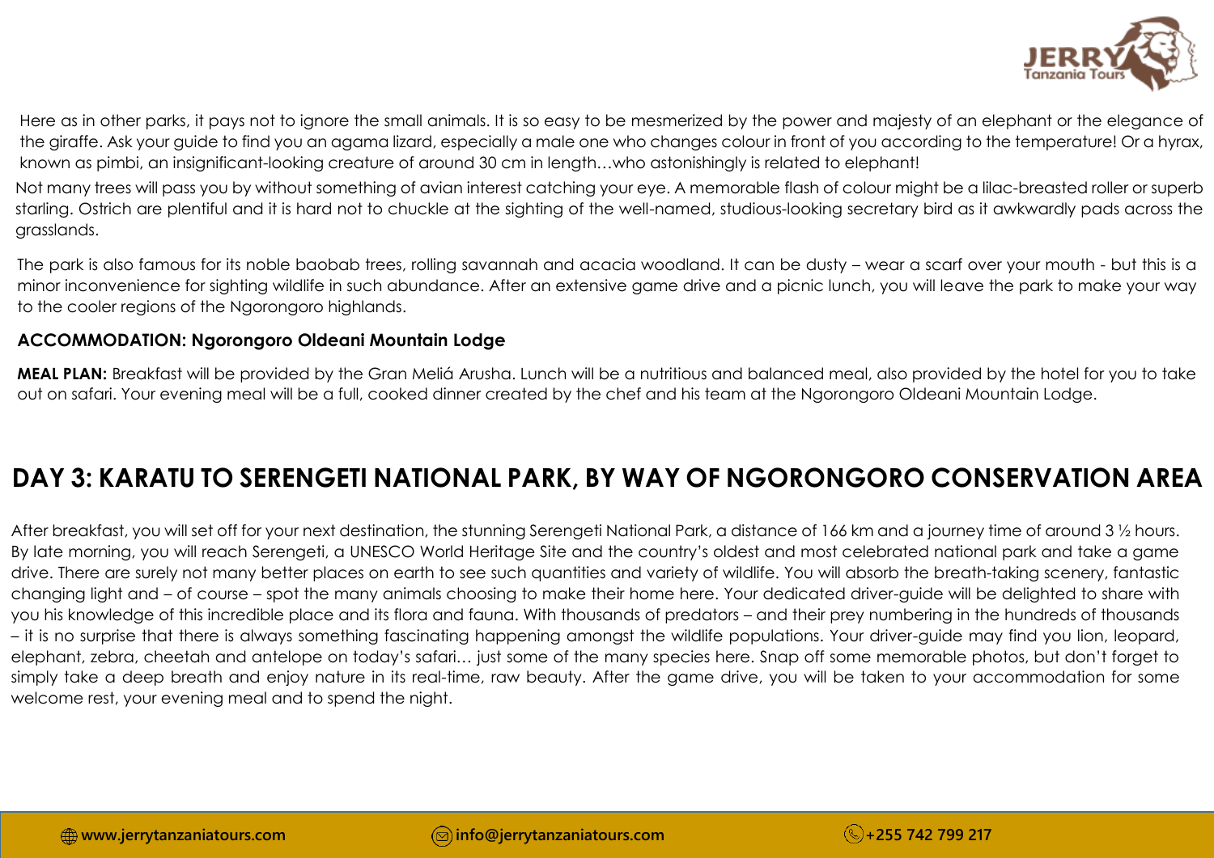Here as in other parks, it pays not to ignore the small animals. It is so easy to be mesmerized by the power and majesty of an elephant or the elegance of the giraffe. Ask your guide to find you an agama lizard, especially a male one who changes colour in front of you according to the temperature! Or a hyrax, known as pimbi, an insignificant-looking creature of around 30 cm in length…who astonishingly is related to elephant!

Not many trees will pass you by without something of avian interest catching your eye. A memorable flash of colour might be a lilac-breasted roller or superb starling. Ostrich are plentiful and it is hard not to chuckle at the sighting of the well-named, studious-looking secretary bird as it awkwardly pads across the grasslands.

The park is also famous for its noble baobab trees, rolling savannah and acacia woodland. It can be dusty – wear a scarf over your mouth - but this is a minor inconvenience for sighting wildlife in such abundance. After an extensive game drive and a picnic lunch, you will leave the park to make your way to the cooler regions of the Ngorongoro highlands.

**ACCOMMODATION: Ngorongoro Oldeani Mountain Lodge**

**MEAL PLAN:** Breakfast will be provided by the Gran Meliá Arusha. Lunch will be a nutritious and balanced meal, also provided by the hotel for you to take out on safari. Your evening meal will be a full, cooked dinner created by the chef and his team at the Ngorongoro Oldeani Mountain Lodge.

## DAY 3: KARATU TO SERENGETI NATIONAL PARK, BY WAY OF NGORONGORO CONSERVATION AREA

After breakfast, you will set off for your next destination, the stunning Serengeti National Park, a distance of 166 km and a journey time of around 3 ½ hours. By late morning, you will reach Serengeti, a UNESCO World Heritage Site and the country's oldest and most celebrated national park and take a game drive. There are surely not many better places on earth to see such quantities and variety of wildlife. You will absorb the breath-taking scenery, fantastic changing light and – of course – spot the many animals choosing to make their home here. Your dedicated driver-guide will be delighted to share with you his knowledge of this incredible place and its flora and fauna. With thousands of predators – and their prey numbering in the hundreds of thousands – it is no surprise that there is always something fascinating happening amongst the wildlife populations. Your driver-guide may find you lion, leopard, elephant, zebra, cheetah and antelope on today's safari… just some of the many species here. Snap off some memorable photos, but don't forget to simply take a deep breath and enjoy nature in its real-time, raw beauty. After the game drive, you will be taken to your accommodation for some welcome rest, your evening meal and to spend the night.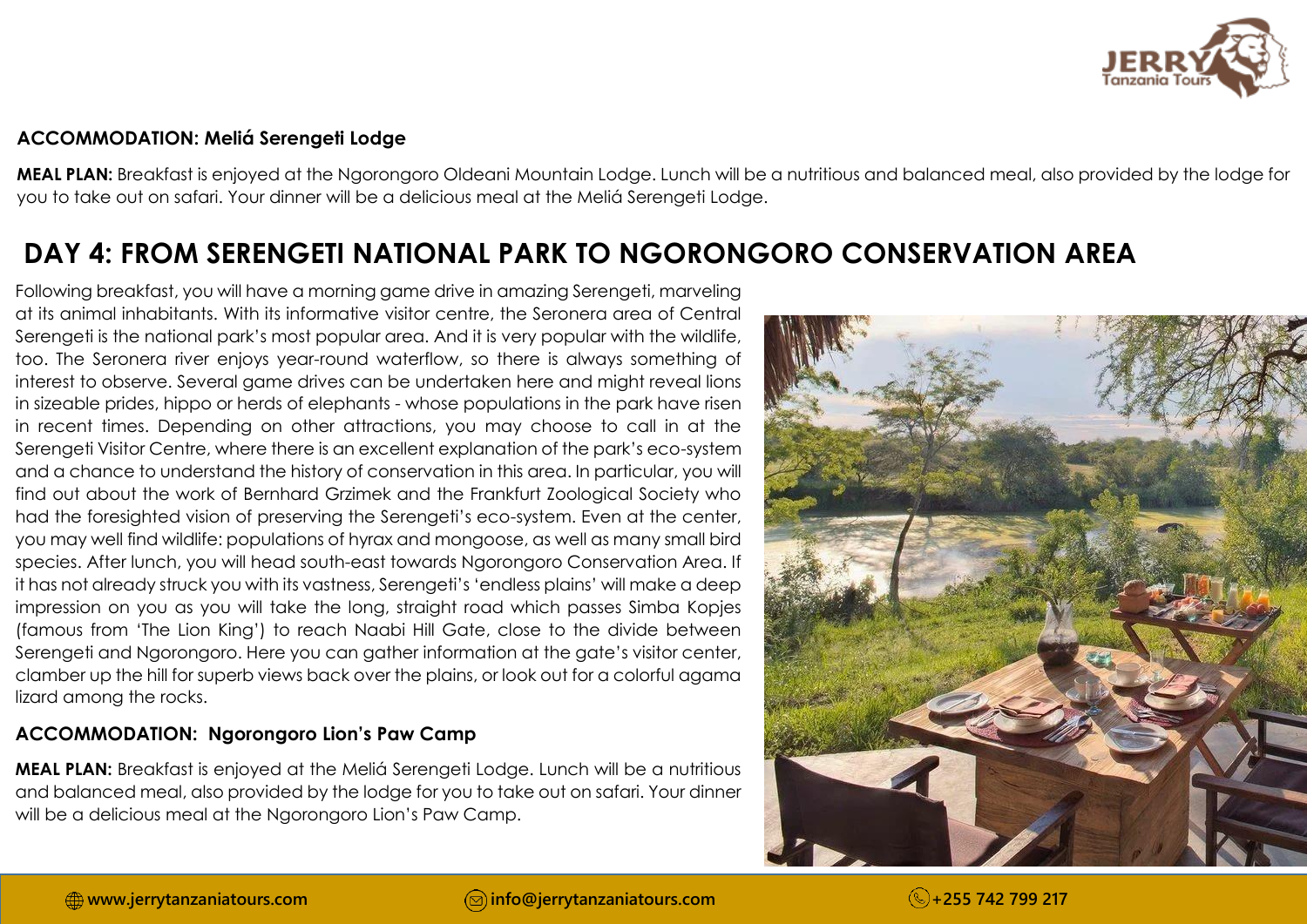**ACCOMMODATION: Meliá Serengeti Lodge**

**MEAL PLAN:** Breakfast is enjoyed at the Ngorongoro Oldeani Mountain Lodge. Lunch will be a nutritious and balanced meal, also provided by the lodge for you to take out on safari. Your dinner will be a delicious meal at the Meliá Serengeti Lodge.

## DAY 4: FROM SERENGETI NATIONAL PARK TO NGORONGORO CONSERVATION AREA

Following breakfast, you will have a morning game drive in amazing Serengeti, marveling at its animal inhabitants. With its informative visitor centre, the Seronera area of Central Serengeti is the national park's most popular area. And it is very popular with the wildlife, too. The Seronera river enjoys year-round waterflow, so there is always something of interest to observe. Several game drives can be undertaken here and might reveal lions in sizeable prides, hippo or herds of elephants - whose populations in the park have risen in recent times. Depending on other attractions, you may choose to call in at the Serengeti Visitor Centre, where there is an excellent explanation of the park's eco-system and a chance to understand the history of conservation in this area. In particular, you will find out about the work of Bernhard Grzimek and the Frankfurt Zoological Society who had the foresighted vision of preserving the Serengeti's eco-system. Even at the center, you may well find wildlife: populations of hyrax and mongoose, as well as many small bird species. After lunch, you will head south-east towards Ngorongoro Conservation Area. If it has not already struck you with its vastness, Serengeti's 'endless plains' will make a deep impression on you as you will take the long, straight road which passes Simba Kopjes (famous from 'The Lion King') to reach Naabi Hill Gate, close to the divide between Serengeti and Ngorongoro. Here you can gather information at the gate's visitor center, clamber up the hill for superb views back over the plains, or look out for a colorful agama lizard among the rocks.

**ACCOMMODATION: Ngorongoro Lion's Paw Camp**

**MEAL PLAN:** Breakfast is enjoyed at the Meliá Serengeti Lodge. Lunch will be a nutritious and balanced meal, also provided by the lodge for you to take out on safari. Your dinner will be a delicious meal at the Ngorongoro Lion's Paw Camp.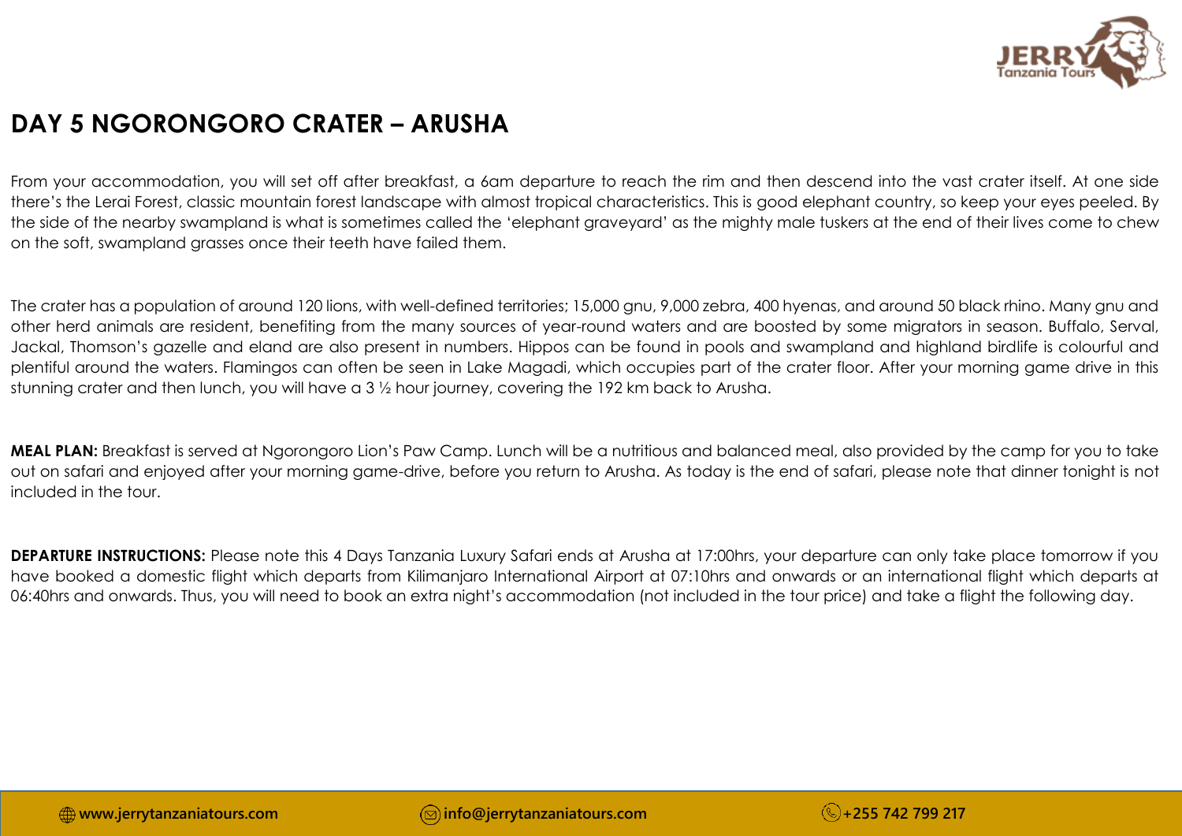## DAY 5 NGORONGORO CRATER – ARUSHA

From your accommodation, you will set off after breakfast, a 6am departure to reach the rim and then descend into the vast crater itself. At one side there's the Lerai Forest, classic mountain forest landscape with almost tropical characteristics. This is good elephant country, so keep your eyes peeled. By the side of the nearby swampland is what is sometimes called the 'elephant graveyard' as the mighty male tuskers at the end of their lives come to chew on the soft, swampland grasses once their teeth have failed them.

The crater has a population of around 120 lions, with well-defined territories; 15,000 gnu, 9,000 zebra, 400 hyenas, and around 50 black rhino. Many gnu and other herd animals are resident, benefiting from the many sources of year-round waters and are boosted by some migrators in season. Buffalo, Serval, Jackal, Thomson's gazelle and eland are also present in numbers. Hippos can be found in pools and swampland and highland birdlife is colourful and plentiful around the waters. Flamingos can often be seen in Lake Magadi, which occupies part of the crater floor. After your morning game drive in this stunning crater and then lunch, you will have a 3 ½ hour journey, covering the 192 km back to Arusha.

**MEAL PLAN:** Breakfast is served at Ngorongoro Lion's Paw Camp. Lunch will be a nutritious and balanced meal, also provided by the camp for you to take out on safari and enjoyed after your morning game-drive, before you return to Arusha. As today is the end of safari, please note that dinner tonight is not included in the tour.

**DEPARTURE INSTRUCTIONS:** Please note this 4 Days Tanzania Luxury Safari ends at Arusha at 17:00hrs, your departure can only take place tomorrow if you have booked a domestic flight which departs from Kilimanjaro International Airport at 07:10hrs and onwards or an international flight which departs at 06:40hrs and onwards. Thus, you will need to book an extra night's accommodation (not included in the tour price) and take a flight the following day.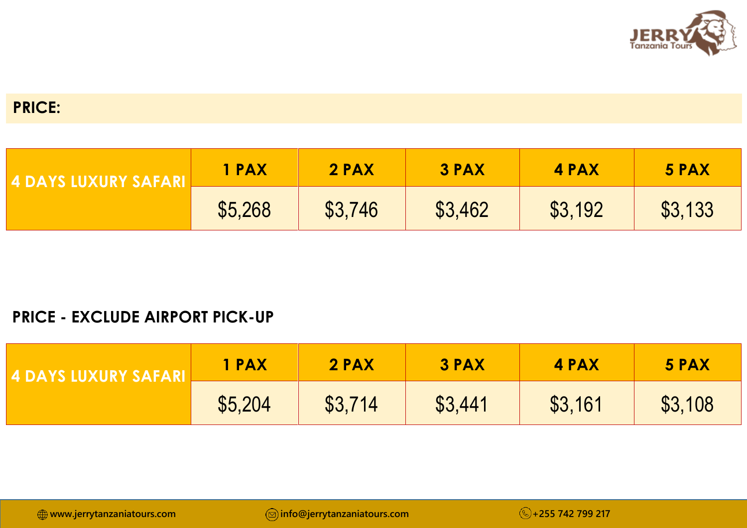## PRICE:

| 4 DAYS LUXURY SAFARI | 1 PAX | 2 PAX | 3 PAX | 4 PAX | 5 PAX |
|---|---|---|---|---|---|
| | $5,268 | $3,746 | $3,462 | $3,192 | $3,133 |

## PRICE - EXCLUDE AIRPORT PICK-UP

| 4 DAYS LUXURY SAFARI | 1 PAX | 2 PAX | 3 PAX | 4 PAX | 5 PAX |
|---|---|---|---|---|---|
| | $5,204 | $3,714 | $3,441 | $3,161 | $3,108 |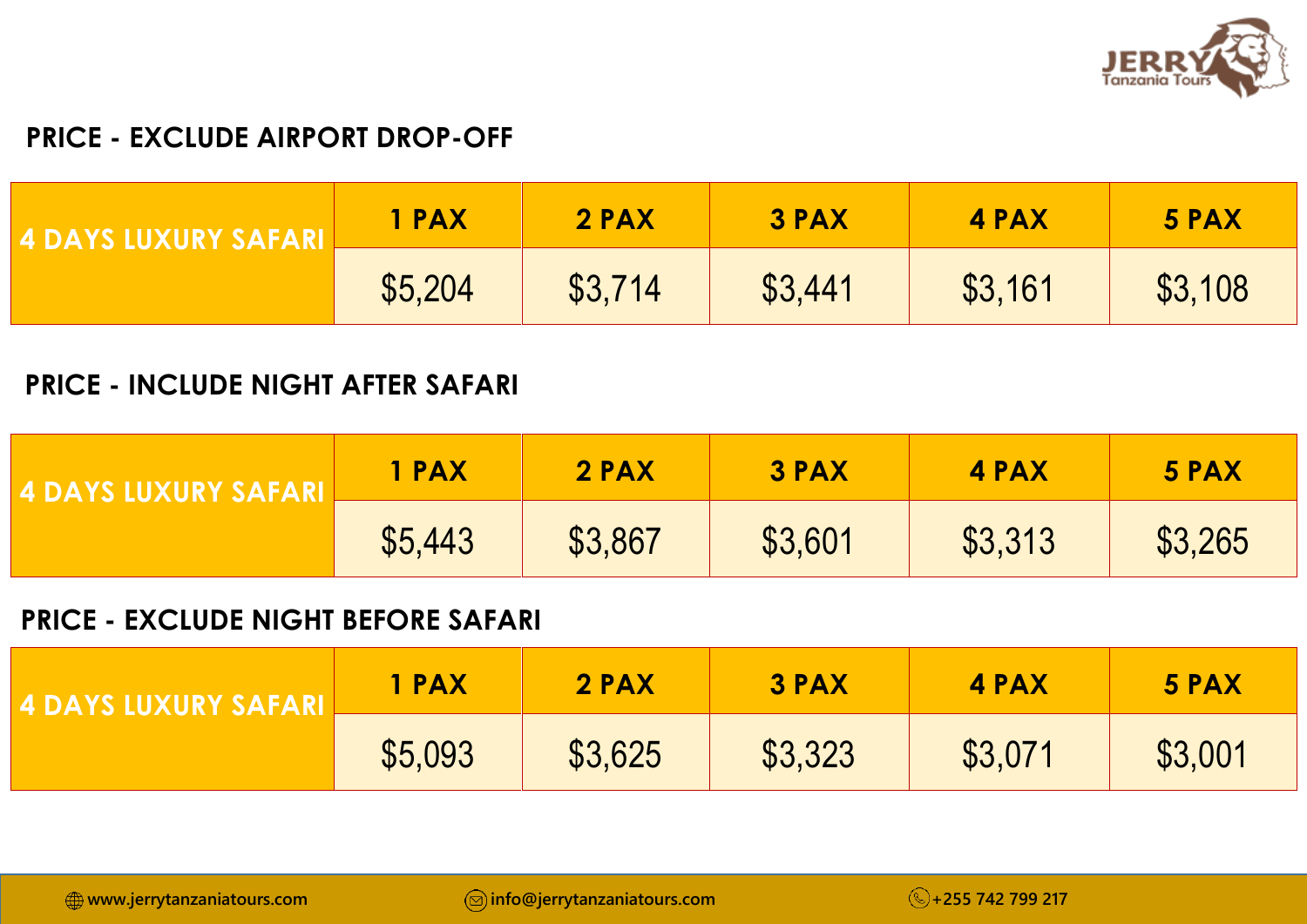## PRICE - EXCLUDE AIRPORT DROP-OFF

| 4 DAYS LUXURY SAFARI | 1 PAX | 2 PAX | 3 PAX | 4 PAX | 5 PAX |
|---|---|---|---|---|---|
| | $5,204 | $3,714 | $3,441 | $3,161 | $3,108 |

## PRICE - INCLUDE NIGHT AFTER SAFARI

| 4 DAYS LUXURY SAFARI | 1 PAX | 2 PAX | 3 PAX | 4 PAX | 5 PAX |
|---|---|---|---|---|---|
| | $5,443 | $3,867 | $3,601 | $3,313 | $3,265 |

## PRICE - EXCLUDE NIGHT BEFORE SAFARI

| 4 DAYS LUXURY SAFARI | 1 PAX | 2 PAX | 3 PAX | 4 PAX | 5 PAX |
|---|---|---|---|---|---|
| | $5,093 | $3,625 | $3,323 | $3,071 | $3,001 |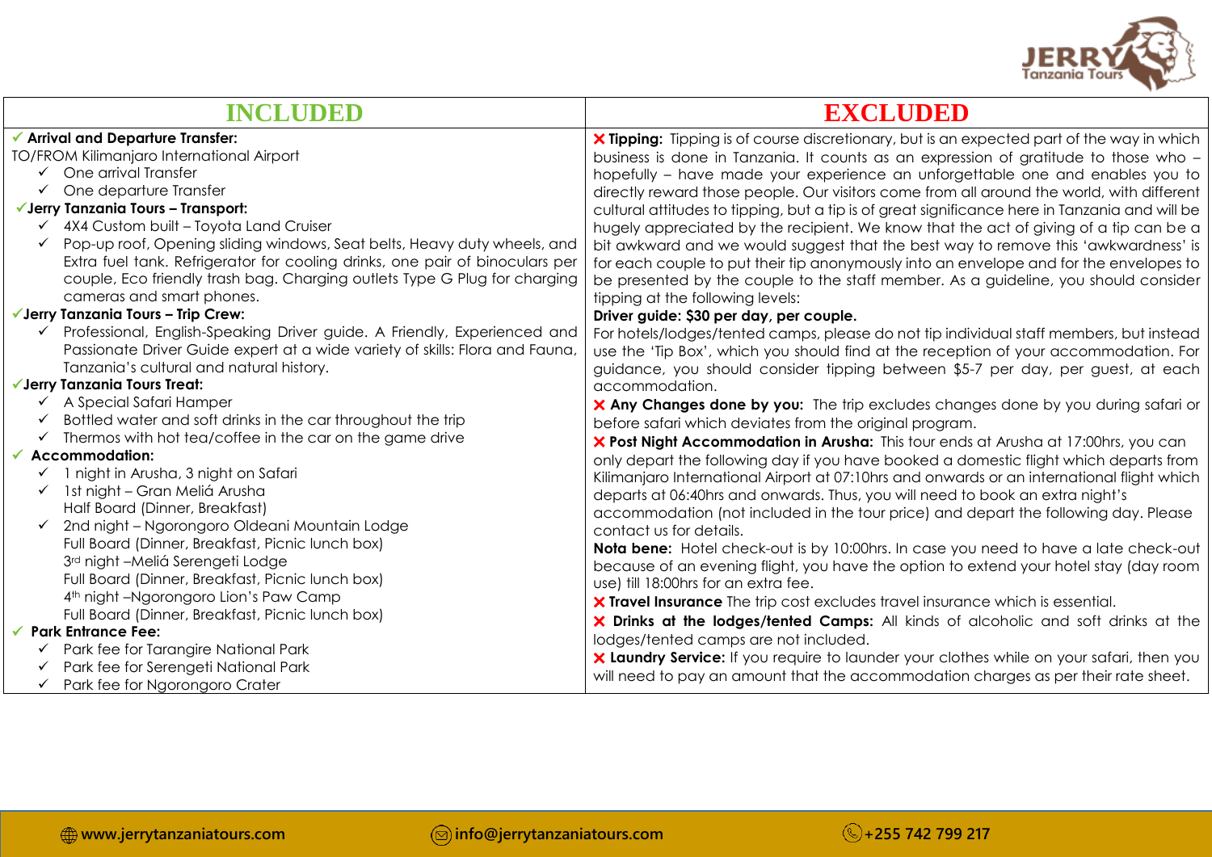| INCLUDED | EXCLUDED |
| --- | --- |
| ✓ **Arrival and Departure Transfer:**<br>TO/FROM Kilimanjaro International Airport<br>✓ One arrival Transfer<br>✓ One departure Transfer<br>✓ **Jerry Tanzania Tours – Transport:**<br>✓ 4X4 Custom built – Toyota Land Cruiser<br>✓ Pop-up roof, Opening sliding windows, Seat belts, Heavy duty wheels, and Extra fuel tank. Refrigerator for cooling drinks, one pair of binoculars per couple, Eco friendly trash bag. Charging outlets Type G Plug for charging cameras and smart phones.<br>✓ **Jerry Tanzania Tours – Trip Crew:**<br>✓ Professional, English-Speaking Driver guide. A Friendly, Experienced and Passionate Driver Guide expert at a wide variety of skills: Flora and Fauna, Tanzania's cultural and natural history.<br>✓ **Jerry Tanzania Tours Treat:**<br>✓ A Special Safari Hamper<br>✓ Bottled water and soft drinks in the car throughout the trip<br>✓ Thermos with hot tea/coffee in the car on the game drive<br>✓ **Accommodation:**<br>✓ 1 night in Arusha, 3 night on Safari<br>✓ 1st night – Gran Meliá Arusha<br>Half Board (Dinner, Breakfast)<br>✓ 2nd night – Ngorongoro Oldeani Mountain Lodge<br>Full Board (Dinner, Breakfast, Picnic lunch box)<br>3rd night –Meliá Serengeti Lodge<br>Full Board (Dinner, Breakfast, Picnic lunch box)<br>4th night –Ngorongoro Lion's Paw Camp<br>Full Board (Dinner, Breakfast, Picnic lunch box)<br>✓ **Park Entrance Fee:**<br>✓ Park fee for Tarangire National Park<br>✓ Park fee for Serengeti National Park<br>✓ Park fee for Ngorongoro Crater | ✗ **Tipping:** Tipping is of course discretionary, but is an expected part of the way in which business is done in Tanzania. It counts as an expression of gratitude to those who – hopefully – have made your experience an unforgettable one and enables you to directly reward those people. Our visitors come from all around the world, with different cultural attitudes to tipping, but a tip is of great significance here in Tanzania and will be hugely appreciated by the recipient. We know that the act of giving of a tip can be a bit awkward and we would suggest that the best way to remove this 'awkwardness' is for each couple to put their tip anonymously into an envelope and for the envelopes to be presented by the couple to the staff member. As a guideline, you should consider tipping at the following levels:<br>**Driver guide: $30 per day, per couple.**<br>For hotels/lodges/tented camps, please do not tip individual staff members, but instead use the 'Tip Box', which you should find at the reception of your accommodation. For guidance, you should consider tipping between $5-7 per day, per guest, at each accommodation.<br>✗ **Any Changes done by you:** The trip excludes changes done by you during safari or before safari which deviates from the original program.<br>✗ **Post Night Accommodation in Arusha:** This tour ends at Arusha at 17:00hrs, you can only depart the following day if you have booked a domestic flight which departs from Kilimanjaro International Airport at 07:10hrs and onwards or an international flight which departs at 06:40hrs and onwards. Thus, you will need to book an extra night's accommodation (not included in the tour price) and depart the following day. Please contact us for details.<br>**Nota bene:** Hotel check-out is by 10:00hrs. In case you need to have a late check-out because of an evening flight, you have the option to extend your hotel stay (day room use) till 18:00hrs for an extra fee.<br>✗ **Travel Insurance** The trip cost excludes travel insurance which is essential.<br>✗ **Drinks at the lodges/tented Camps:** All kinds of alcoholic and soft drinks at the lodges/tented camps are not included.<br>✗ **Laundry Service:** If you require to launder your clothes while on your safari, then you will need to pay an amount that the accommodation charges as per their rate sheet. |